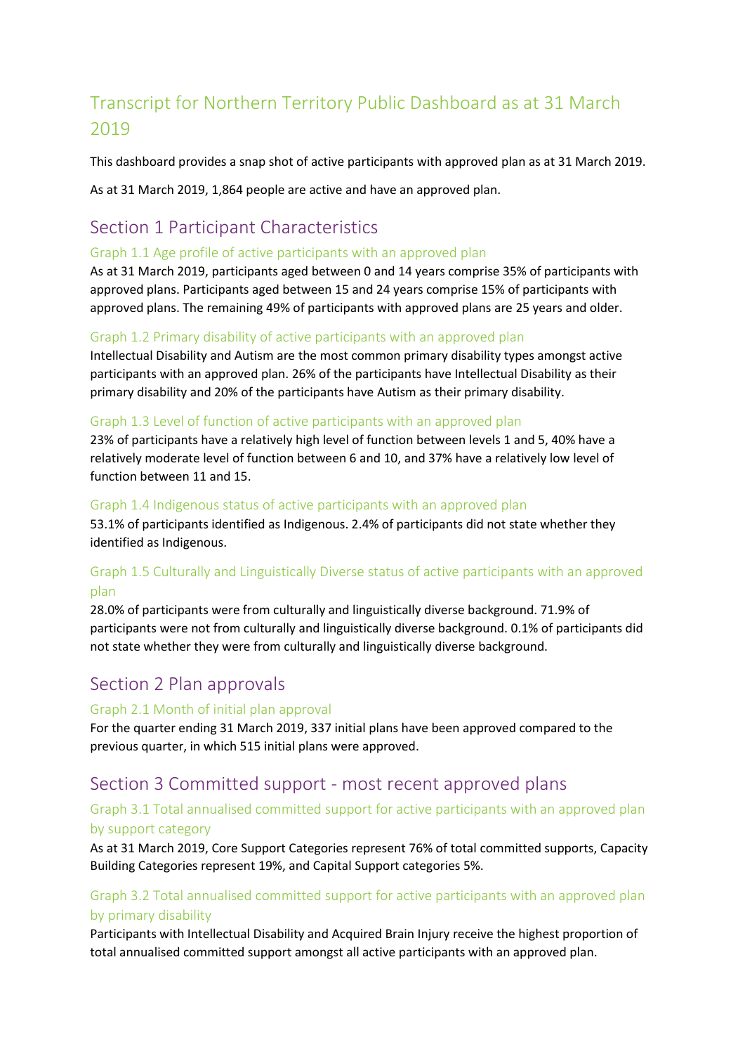# Transcript for Northern Territory Public Dashboard as at 31 March 2019

This dashboard provides a snap shot of active participants with approved plan as at 31 March 2019.

As at 31 March 2019, 1,864 people are active and have an approved plan.

## Section 1 Participant Characteristics

### Graph 1.1 Age profile of active participants with an approved plan

As at 31 March 2019, participants aged between 0 and 14 years comprise 35% of participants with approved plans. Participants aged between 15 and 24 years comprise 15% of participants with approved plans. The remaining 49% of participants with approved plans are 25 years and older.

### Graph 1.2 Primary disability of active participants with an approved plan

Intellectual Disability and Autism are the most common primary disability types amongst active participants with an approved plan. 26% of the participants have Intellectual Disability as their primary disability and 20% of the participants have Autism as their primary disability.

### Graph 1.3 Level of function of active participants with an approved plan

23% of participants have a relatively high level of function between levels 1 and 5, 40% have a relatively moderate level of function between 6 and 10, and 37% have a relatively low level of function between 11 and 15.

### Graph 1.4 Indigenous status of active participants with an approved plan

53.1% of participants identified as Indigenous. 2.4% of participants did not state whether they identified as Indigenous.

### Graph 1.5 Culturally and Linguistically Diverse status of active participants with an approved plan

28.0% of participants were from culturally and linguistically diverse background. 71.9% of participants were not from culturally and linguistically diverse background. 0.1% of participants did not state whether they were from culturally and linguistically diverse background.

## Section 2 Plan approvals

### Graph 2.1 Month of initial plan approval

For the quarter ending 31 March 2019, 337 initial plans have been approved compared to the previous quarter, in which 515 initial plans were approved.

## Section 3 Committed support - most recent approved plans

### Graph 3.1 Total annualised committed support for active participants with an approved plan by support category

As at 31 March 2019, Core Support Categories represent 76% of total committed supports, Capacity Building Categories represent 19%, and Capital Support categories 5%.

### Graph 3.2 Total annualised committed support for active participants with an approved plan by primary disability

Participants with Intellectual Disability and Acquired Brain Injury receive the highest proportion of total annualised committed support amongst all active participants with an approved plan.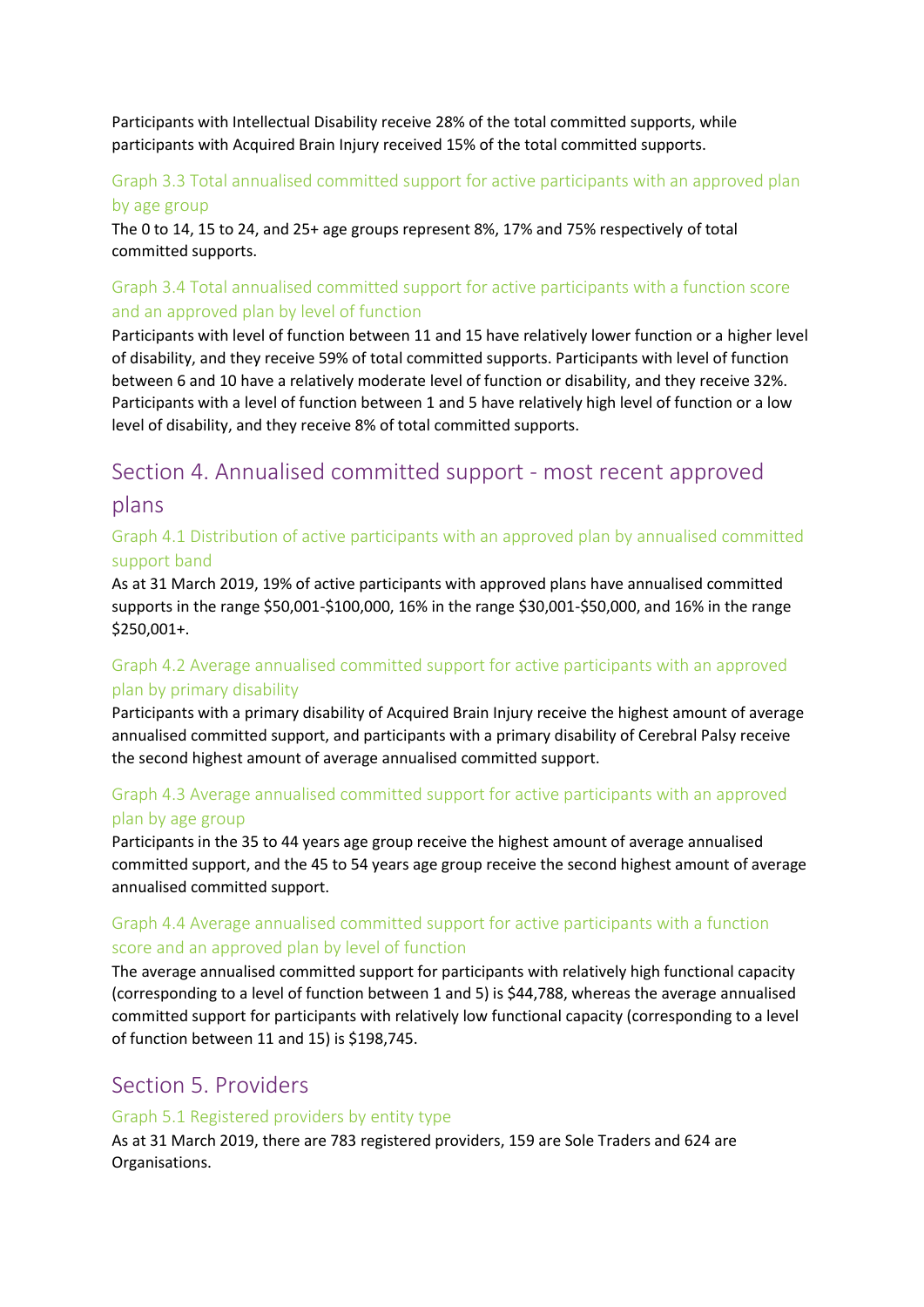Participants with Intellectual Disability receive 28% of the total committed supports, while participants with Acquired Brain Injury received 15% of the total committed supports.

### Graph 3.3 Total annualised committed support for active participants with an approved plan by age group

The 0 to 14, 15 to 24, and 25+ age groups represent 8%, 17% and 75% respectively of total committed supports.

### Graph 3.4 Total annualised committed support for active participants with a function score and an approved plan by level of function

Participants with level of function between 11 and 15 have relatively lower function or a higher level of disability, and they receive 59% of total committed supports. Participants with level of function between 6 and 10 have a relatively moderate level of function or disability, and they receive 32%. Participants with a level of function between 1 and 5 have relatively high level of function or a low level of disability, and they receive 8% of total committed supports.

## Section 4. Annualised committed support - most recent approved plans

### Graph 4.1 Distribution of active participants with an approved plan by annualised committed support band

As at 31 March 2019, 19% of active participants with approved plans have annualised committed supports in the range $50,001-$100,000, 16% in the range $30,001-$50,000, and 16% in the range $250,001+.

### Graph 4.2 Average annualised committed support for active participants with an approved plan by primary disability

Participants with a primary disability of Acquired Brain Injury receive the highest amount of average annualised committed support, and participants with a primary disability of Cerebral Palsy receive the second highest amount of average annualised committed support.

### Graph 4.3 Average annualised committed support for active participants with an approved plan by age group

Participants in the 35 to 44 years age group receive the highest amount of average annualised committed support, and the 45 to 54 years age group receive the second highest amount of average annualised committed support.

### Graph 4.4 Average annualised committed support for active participants with a function score and an approved plan by level of function

The average annualised committed support for participants with relatively high functional capacity (corresponding to a level of function between 1 and 5) is $44,788, whereas the average annualised committed support for participants with relatively low functional capacity (corresponding to a level of function between 11 and 15) is $198,745.

## Section 5. Providers

### Graph 5.1 Registered providers by entity type

As at 31 March 2019, there are 783 registered providers, 159 are Sole Traders and 624 are Organisations.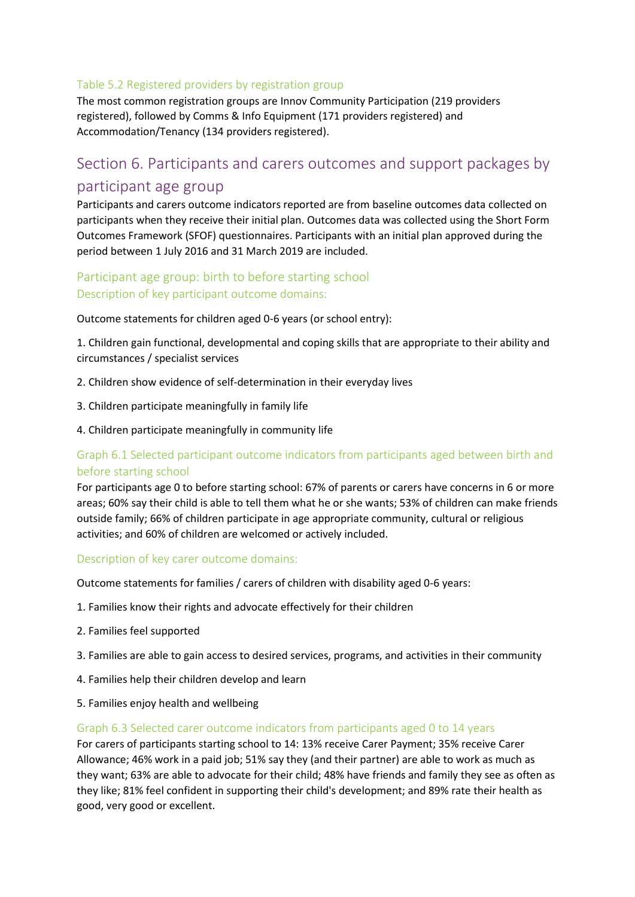### Table 5.2 Registered providers by registration group

The most common registration groups are Innov Community Participation (219 providers registered), followed by Comms & Info Equipment (171 providers registered) and Accommodation/Tenancy (134 providers registered).

## Section 6. Participants and carers outcomes and support packages by participant age group

Participants and carers outcome indicators reported are from baseline outcomes data collected on participants when they receive their initial plan. Outcomes data was collected using the Short Form Outcomes Framework (SFOF) questionnaires. Participants with an initial plan approved during the period between 1 July 2016 and 31 March 2019 are included.

### Participant age group: birth to before starting school

#### Description of key participant outcome domains:

Outcome statements for children aged 0-6 years (or school entry):

1. Children gain functional, developmental and coping skills that are appropriate to their ability and circumstances / specialist services
2. Children show evidence of self-determination in their everyday lives
3. Children participate meaningfully in family life
4. Children participate meaningfully in community life

#### Graph 6.1 Selected participant outcome indicators from participants aged between birth and before starting school

For participants age 0 to before starting school: 67% of parents or carers have concerns in 6 or more areas; 60% say their child is able to tell them what he or she wants; 53% of children can make friends outside family; 66% of children participate in age appropriate community, cultural or religious activities; and 60% of children are welcomed or actively included.

#### Description of key carer outcome domains:

Outcome statements for families / carers of children with disability aged 0-6 years:

1. Families know their rights and advocate effectively for their children
2. Families feel supported
3. Families are able to gain access to desired services, programs, and activities in their community
4. Families help their children develop and learn
5. Families enjoy health and wellbeing

#### Graph 6.3 Selected carer outcome indicators from participants aged 0 to 14 years

For carers of participants starting school to 14: 13% receive Carer Payment; 35% receive Carer Allowance; 46% work in a paid job; 51% say they (and their partner) are able to work as much as they want; 63% are able to advocate for their child; 48% have friends and family they see as often as they like; 81% feel confident in supporting their child's development; and 89% rate their health as good, very good or excellent.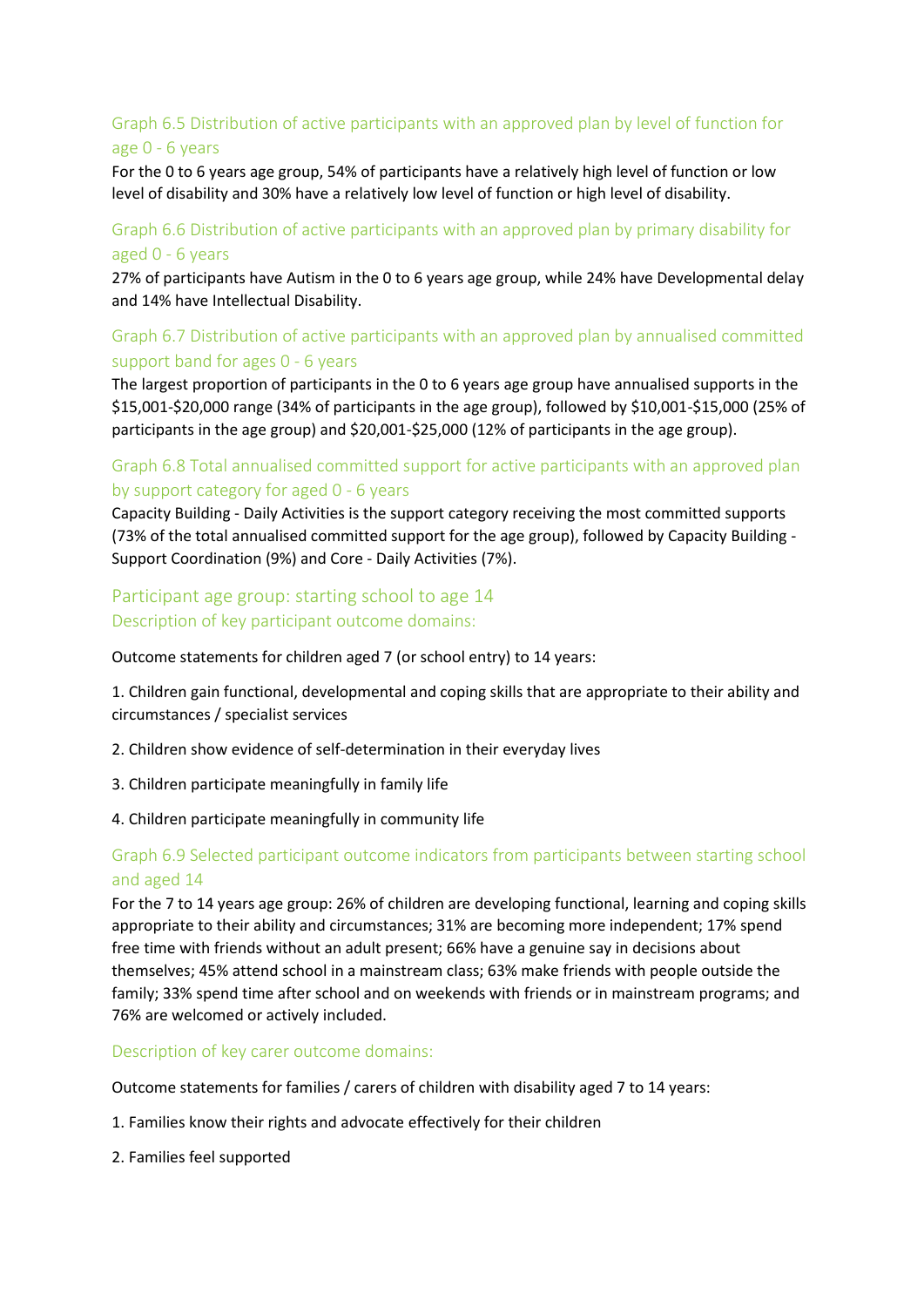### Graph 6.5 Distribution of active participants with an approved plan by level of function for age 0 - 6 years

For the 0 to 6 years age group, 54% of participants have a relatively high level of function or low level of disability and 30% have a relatively low level of function or high level of disability.

### Graph 6.6 Distribution of active participants with an approved plan by primary disability for aged 0 - 6 years

27% of participants have Autism in the 0 to 6 years age group, while 24% have Developmental delay and 14% have Intellectual Disability.

### Graph 6.7 Distribution of active participants with an approved plan by annualised committed support band for ages 0 - 6 years

The largest proportion of participants in the 0 to 6 years age group have annualised supports in the $15,001-$20,000 range (34% of participants in the age group), followed by $10,001-$15,000 (25% of participants in the age group) and $20,001-$25,000 (12% of participants in the age group).

### Graph 6.8 Total annualised committed support for active participants with an approved plan by support category for aged 0 - 6 years

Capacity Building - Daily Activities is the support category receiving the most committed supports (73% of the total annualised committed support for the age group), followed by Capacity Building - Support Coordination (9%) and Core - Daily Activities (7%).

## Participant age group: starting school to age 14

### Description of key participant outcome domains:

Outcome statements for children aged 7 (or school entry) to 14 years:

1. Children gain functional, developmental and coping skills that are appropriate to their ability and circumstances / specialist services
2. Children show evidence of self-determination in their everyday lives
3. Children participate meaningfully in family life
4. Children participate meaningfully in community life

### Graph 6.9 Selected participant outcome indicators from participants between starting school and aged 14

For the 7 to 14 years age group: 26% of children are developing functional, learning and coping skills appropriate to their ability and circumstances; 31% are becoming more independent; 17% spend free time with friends without an adult present; 66% have a genuine say in decisions about themselves; 45% attend school in a mainstream class; 63% make friends with people outside the family; 33% spend time after school and on weekends with friends or in mainstream programs; and 76% are welcomed or actively included.

### Description of key carer outcome domains:

Outcome statements for families / carers of children with disability aged 7 to 14 years:

1. Families know their rights and advocate effectively for their children
2. Families feel supported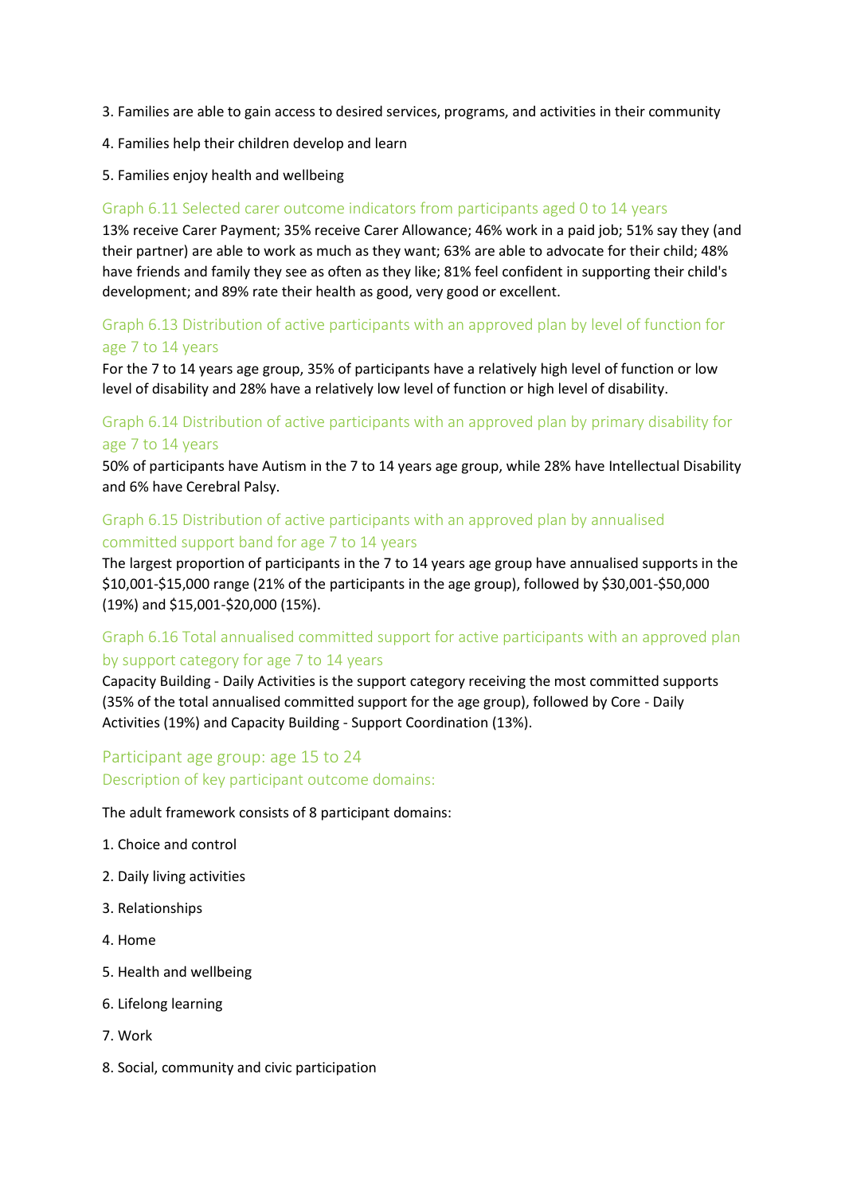3. Families are able to gain access to desired services, programs, and activities in their community

4. Families help their children develop and learn

5. Families enjoy health and wellbeing

### Graph 6.11 Selected carer outcome indicators from participants aged 0 to 14 years

13% receive Carer Payment; 35% receive Carer Allowance; 46% work in a paid job; 51% say they (and their partner) are able to work as much as they want; 63% are able to advocate for their child; 48% have friends and family they see as often as they like; 81% feel confident in supporting their child's development; and 89% rate their health as good, very good or excellent.

### Graph 6.13 Distribution of active participants with an approved plan by level of function for age 7 to 14 years

For the 7 to 14 years age group, 35% of participants have a relatively high level of function or low level of disability and 28% have a relatively low level of function or high level of disability.

### Graph 6.14 Distribution of active participants with an approved plan by primary disability for age 7 to 14 years

50% of participants have Autism in the 7 to 14 years age group, while 28% have Intellectual Disability and 6% have Cerebral Palsy.

### Graph 6.15 Distribution of active participants with an approved plan by annualised committed support band for age 7 to 14 years

The largest proportion of participants in the 7 to 14 years age group have annualised supports in the $10,001-$15,000 range (21% of the participants in the age group), followed by $30,001-$50,000 (19%) and $15,001-$20,000 (15%).

### Graph 6.16 Total annualised committed support for active participants with an approved plan by support category for age 7 to 14 years

Capacity Building - Daily Activities is the support category receiving the most committed supports (35% of the total annualised committed support for the age group), followed by Core - Daily Activities (19%) and Capacity Building - Support Coordination (13%).

## Participant age group: age 15 to 24

### Description of key participant outcome domains:

The adult framework consists of 8 participant domains:

1. Choice and control

2. Daily living activities

3. Relationships

4. Home

5. Health and wellbeing

6. Lifelong learning

7. Work

8. Social, community and civic participation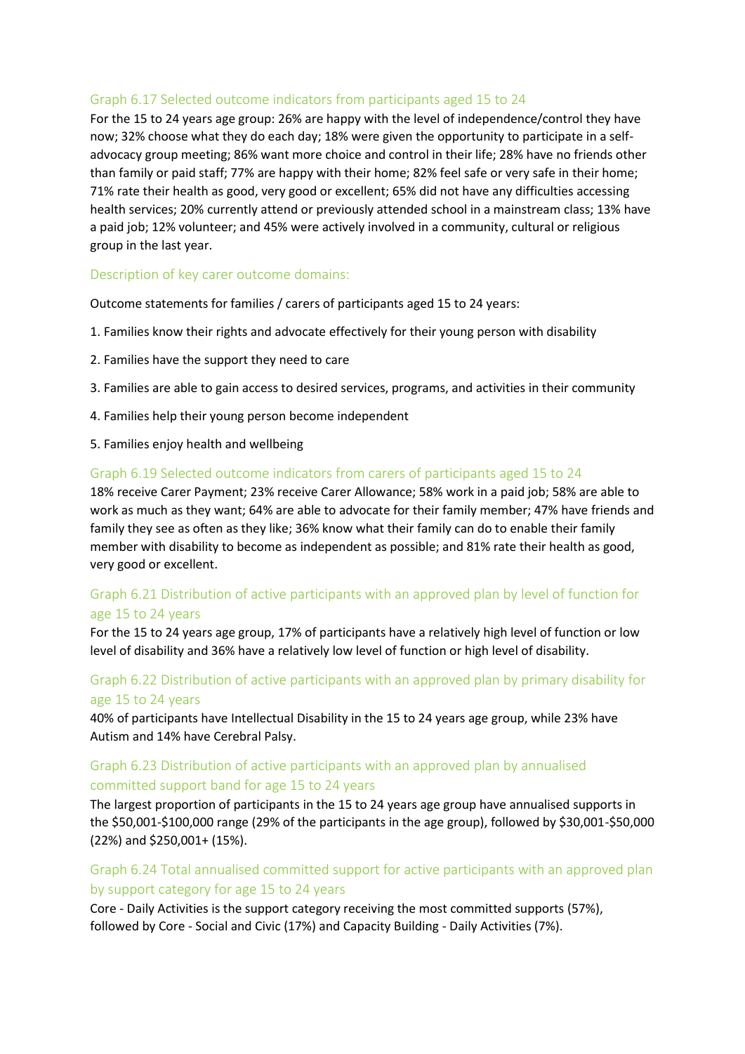### Graph 6.17 Selected outcome indicators from participants aged 15 to 24

For the 15 to 24 years age group: 26% are happy with the level of independence/control they have now; 32% choose what they do each day; 18% were given the opportunity to participate in a self-advocacy group meeting; 86% want more choice and control in their life; 28% have no friends other than family or paid staff; 77% are happy with their home; 82% feel safe or very safe in their home; 71% rate their health as good, very good or excellent; 65% did not have any difficulties accessing health services; 20% currently attend or previously attended school in a mainstream class; 13% have a paid job; 12% volunteer; and 45% were actively involved in a community, cultural or religious group in the last year.

### Description of key carer outcome domains:

Outcome statements for families / carers of participants aged 15 to 24 years:

1. Families know their rights and advocate effectively for their young person with disability
2. Families have the support they need to care
3. Families are able to gain access to desired services, programs, and activities in their community
4. Families help their young person become independent
5. Families enjoy health and wellbeing

### Graph 6.19 Selected outcome indicators from carers of participants aged 15 to 24

18% receive Carer Payment; 23% receive Carer Allowance; 58% work in a paid job; 58% are able to work as much as they want; 64% are able to advocate for their family member; 47% have friends and family they see as often as they like; 36% know what their family can do to enable their family member with disability to become as independent as possible; and 81% rate their health as good, very good or excellent.

### Graph 6.21 Distribution of active participants with an approved plan by level of function for age 15 to 24 years

For the 15 to 24 years age group, 17% of participants have a relatively high level of function or low level of disability and 36% have a relatively low level of function or high level of disability.

### Graph 6.22 Distribution of active participants with an approved plan by primary disability for age 15 to 24 years

40% of participants have Intellectual Disability in the 15 to 24 years age group, while 23% have Autism and 14% have Cerebral Palsy.

### Graph 6.23 Distribution of active participants with an approved plan by annualised committed support band for age 15 to 24 years

The largest proportion of participants in the 15 to 24 years age group have annualised supports in the $50,001-$100,000 range (29% of the participants in the age group), followed by $30,001-$50,000 (22%) and $250,001+ (15%).

### Graph 6.24 Total annualised committed support for active participants with an approved plan by support category for age 15 to 24 years

Core - Daily Activities is the support category receiving the most committed supports (57%), followed by Core - Social and Civic (17%) and Capacity Building - Daily Activities (7%).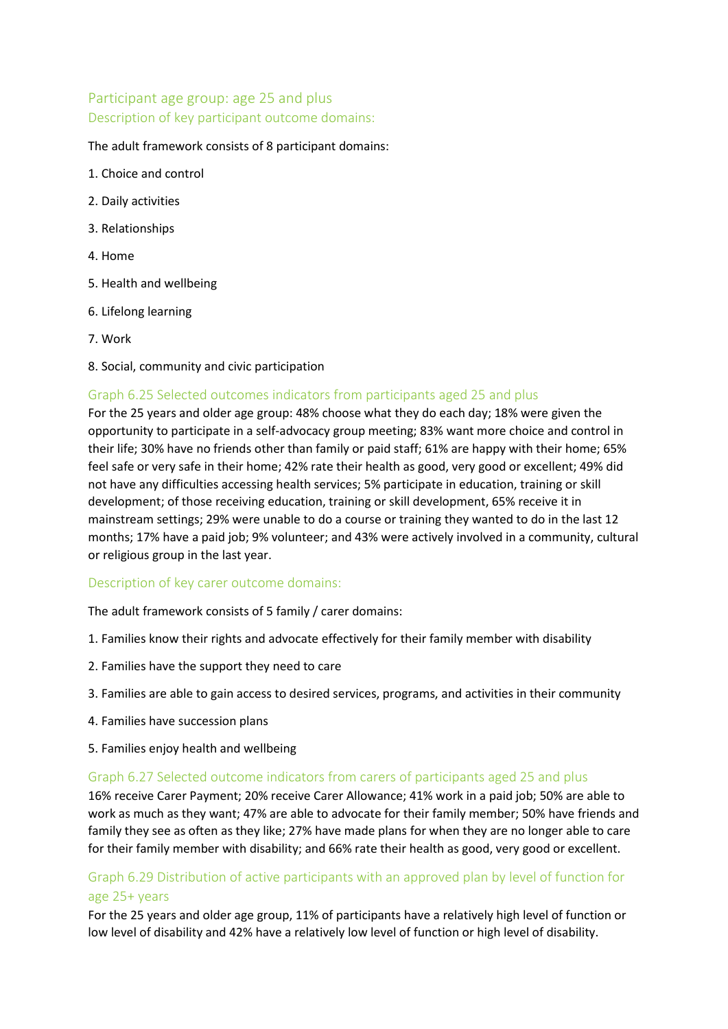## Participant age group: age 25 and plus

### Description of key participant outcome domains:

The adult framework consists of 8 participant domains:

1. Choice and control
2. Daily activities
3. Relationships
4. Home
5. Health and wellbeing
6. Lifelong learning
7. Work
8. Social, community and civic participation

### Graph 6.25 Selected outcomes indicators from participants aged 25 and plus

For the 25 years and older age group: 48% choose what they do each day; 18% were given the opportunity to participate in a self-advocacy group meeting; 83% want more choice and control in their life; 30% have no friends other than family or paid staff; 61% are happy with their home; 65% feel safe or very safe in their home; 42% rate their health as good, very good or excellent; 49% did not have any difficulties accessing health services; 5% participate in education, training or skill development; of those receiving education, training or skill development, 65% receive it in mainstream settings; 29% were unable to do a course or training they wanted to do in the last 12 months; 17% have a paid job; 9% volunteer; and 43% were actively involved in a community, cultural or religious group in the last year.

### Description of key carer outcome domains:

The adult framework consists of 5 family / carer domains:

1. Families know their rights and advocate effectively for their family member with disability
2. Families have the support they need to care
3. Families are able to gain access to desired services, programs, and activities in their community
4. Families have succession plans
5. Families enjoy health and wellbeing

### Graph 6.27 Selected outcome indicators from carers of participants aged 25 and plus

16% receive Carer Payment; 20% receive Carer Allowance; 41% work in a paid job; 50% are able to work as much as they want; 47% are able to advocate for their family member; 50% have friends and family they see as often as they like; 27% have made plans for when they are no longer able to care for their family member with disability; and 66% rate their health as good, very good or excellent.

### Graph 6.29 Distribution of active participants with an approved plan by level of function for age 25+ years

For the 25 years and older age group, 11% of participants have a relatively high level of function or low level of disability and 42% have a relatively low level of function or high level of disability.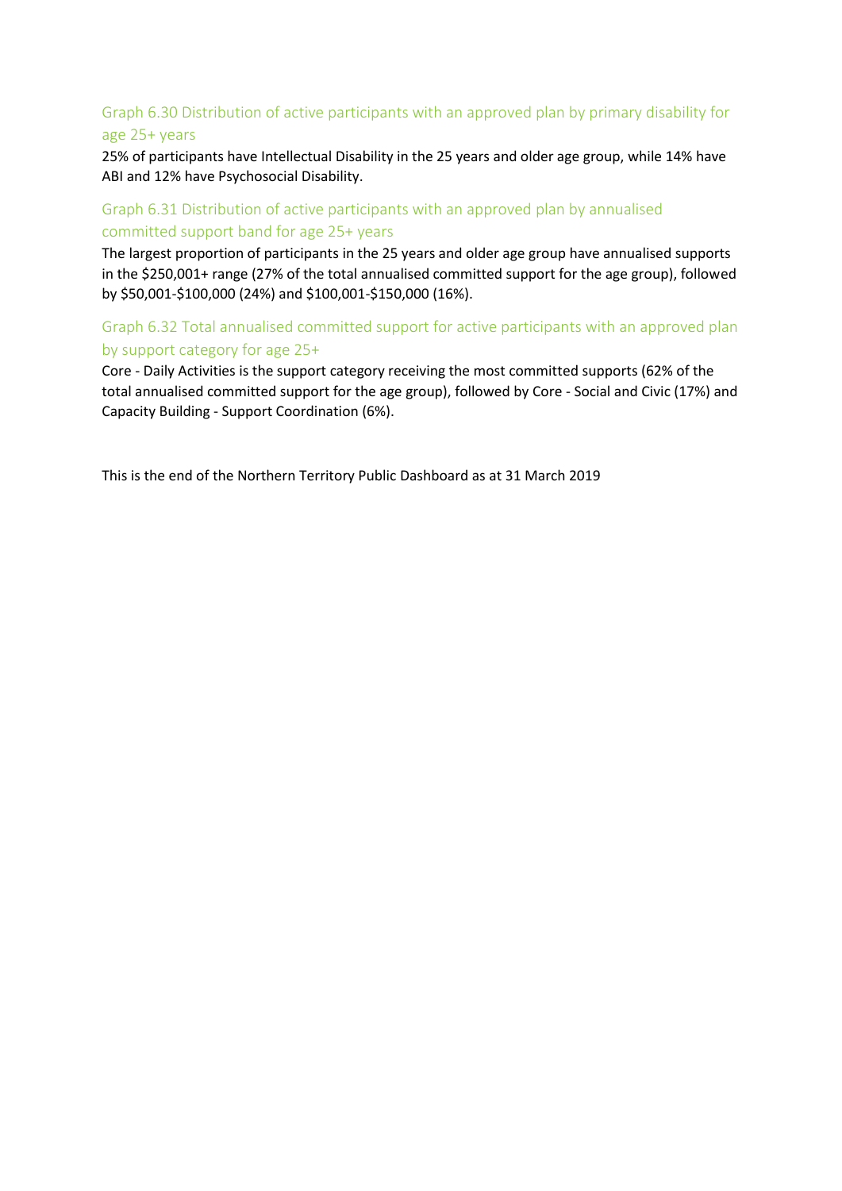### Graph 6.30 Distribution of active participants with an approved plan by primary disability for age 25+ years

25% of participants have Intellectual Disability in the 25 years and older age group, while 14% have ABI and 12% have Psychosocial Disability.

### Graph 6.31 Distribution of active participants with an approved plan by annualised committed support band for age 25+ years

The largest proportion of participants in the 25 years and older age group have annualised supports in the $250,001+ range (27% of the total annualised committed support for the age group), followed by $50,001-$100,000 (24%) and $100,001-$150,000 (16%).

### Graph 6.32 Total annualised committed support for active participants with an approved plan by support category for age 25+

Core - Daily Activities is the support category receiving the most committed supports (62% of the total annualised committed support for the age group), followed by Core - Social and Civic (17%) and Capacity Building - Support Coordination (6%).

This is the end of the Northern Territory Public Dashboard as at 31 March 2019